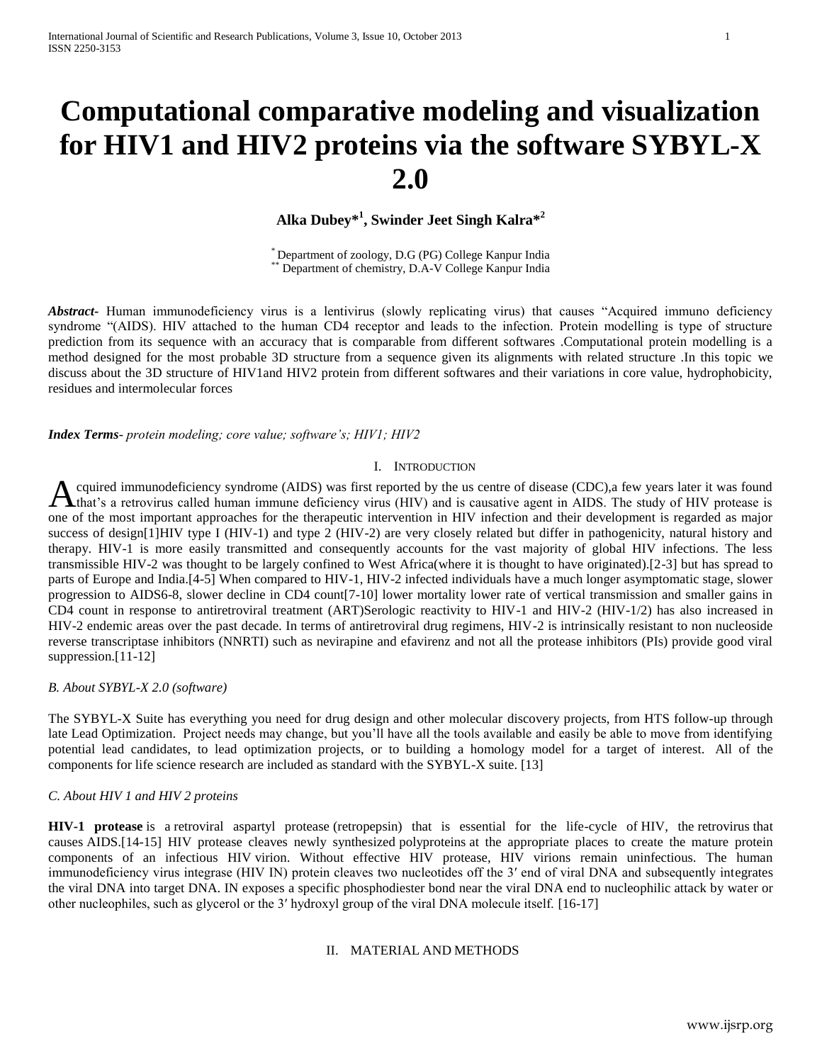# Computational comparative modeling and visualization for HIV1 and HIV2 proteins via the software SYBYL-X 2.0

**Alka Dubey*[1], Swinder Jeet Singh Kalra*[2]**

[*] Department of zoology, D.G (PG) College Kanpur India
[**] Department of chemistry, D.A-V College Kanpur India

***Abstract***- Human immunodeficiency virus is a lentivirus (slowly replicating virus) that causes "Acquired immuno deficiency syndrome "(AIDS). HIV attached to the human CD4 receptor and leads to the infection. Protein modelling is type of structure prediction from its sequence with an accuracy that is comparable from different softwares .Computational protein modelling is a method designed for the most probable 3D structure from a sequence given its alignments with related structure .In this topic we discuss about the 3D structure of HIV1and HIV2 protein from different softwares and their variations in core value, hydrophobicity, residues and intermolecular forces

***Index Terms***- *protein modeling; core value; software's; HIV1; HIV2*

## I. Introduction

Acquired immunodeficiency syndrome (AIDS) was first reported by the us centre of disease (CDC),a few years later it was found that's a retrovirus called human immune deficiency virus (HIV) and is causative agent in AIDS. The study of HIV protease is one of the most important approaches for the therapeutic intervention in HIV infection and their development is regarded as major success of design[1]HIV type I (HIV-1) and type 2 (HIV-2) are very closely related but differ in pathogenicity, natural history and therapy. HIV-1 is more easily transmitted and consequently accounts for the vast majority of global HIV infections. The less transmissible HIV-2 was thought to be largely confined to West Africa(where it is thought to have originated).[2-3] but has spread to parts of Europe and India.[4-5] When compared to HIV-1, HIV-2 infected individuals have a much longer asymptomatic stage, slower progression to AIDS6-8, slower decline in CD4 count[7-10] lower mortality lower rate of vertical transmission and smaller gains in CD4 count in response to antiretroviral treatment (ART)Serologic reactivity to HIV-1 and HIV-2 (HIV-1/2) has also increased in HIV-2 endemic areas over the past decade. In terms of antiretroviral drug regimens, HIV-2 is intrinsically resistant to non nucleoside reverse transcriptase inhibitors (NNRTI) such as nevirapine and efavirenz and not all the protease inhibitors (PIs) provide good viral suppression.[11-12]

### *B. About SYBYL-X 2.0 (software)*

The SYBYL-X Suite has everything you need for drug design and other molecular discovery projects, from HTS follow-up through late Lead Optimization. Project needs may change, but you'll have all the tools available and easily be able to move from identifying potential lead candidates, to lead optimization projects, or to building a homology model for a target of interest. All of the components for life science research are included as standard with the SYBYL-X suite. [13]

### *C. About HIV 1 and HIV 2 proteins*

**HIV-1 protease** is a retroviral aspartyl protease (retropepsin) that is essential for the life-cycle of HIV, the retrovirus that causes AIDS.[14-15] HIV protease cleaves newly synthesized polyproteins at the appropriate places to create the mature protein components of an infectious HIV virion. Without effective HIV protease, HIV virions remain uninfectious. The human immunodeficiency virus integrase (HIV IN) protein cleaves two nucleotides off the 3′ end of viral DNA and subsequently integrates the viral DNA into target DNA. IN exposes a specific phosphodiester bond near the viral DNA end to nucleophilic attack by water or other nucleophiles, such as glycerol or the 3′ hydroxyl group of the viral DNA molecule itself. [16-17]

## II. Material and Methods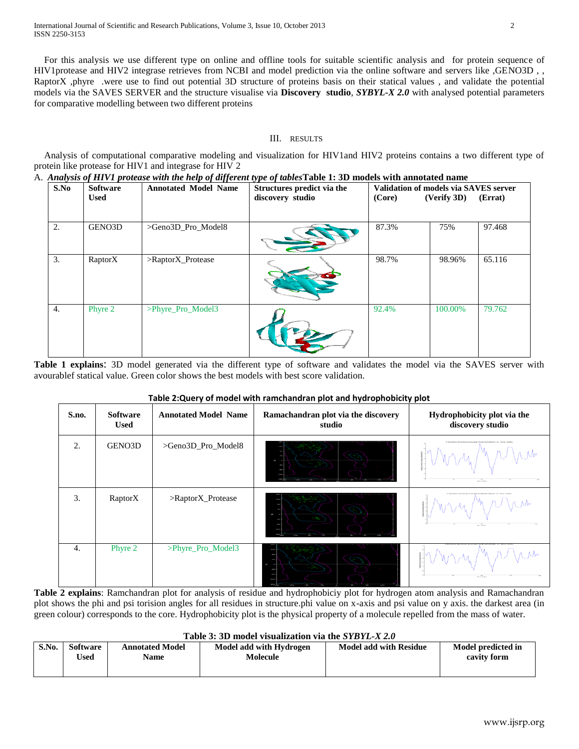For this analysis we use different type on online and offline tools for suitable scientific analysis and for protein sequence of HIV1protease and HIV2 integrase retrieves from NCBI and model prediction via the online software and servers like ,GENO3D , , RaptorX ,phyre .were use to find out potential 3D structure of proteins basis on their statical values , and validate the potential models via the SAVES SERVER and the structure visualise via **Discovery studio**, ***SYBYL-X 2.0*** with analysed potential parameters for comparative modelling between two different proteins

## III. RESULTS

Analysis of computational comparative modeling and visualization for HIV1and HIV2 proteins contains a two different type of protein like protease for HIV1 and integrase for HIV 2

A. ***Analysis of HIV1 protease with the help of different type of tables*** **Table 1: 3D models with annotated name**

| S.No | Software Used | Annotated Model Name | Structures predict via the discovery studio | Validation of models via SAVES server (Core) | (Verify 3D) | (Errat) |
|---|---|---|---|---|---|---|
| 2. | GENO3D | >Geno3D_Pro_Model8 | | 87.3% | 75% | 97.468 |
| 3. | RaptorX | >RaptorX_Protease | | 98.7% | 98.96% | 65.116 |
| 4. | Phyre 2 | >Phyre_Pro_Model3 | | 92.4% | 100.00% | 79.762 |

**Table 1 explains**: 3D model generated via the different type of software and validates the model via the SAVES server with avourablef statical value. Green color shows the best models with best score validation.

**Table 2:Query of model with ramchandran plot and hydrophobicity plot**

| S.no. | Software Used | Annotated Model Name | Ramachandran plot via the discovery studio | Hydrophobicity plot via the discovery studio |
|---|---|---|---|---|
| 2. | GENO3D | >Geno3D_Pro_Model8 | | |
| 3. | RaptorX | >RaptorX_Protease | | |
| 4. | Phyre 2 | >Phyre_Pro_Model3 | | |

**Table 2 explains**: Ramchandran plot for analysis of residue and hydrophobiciy plot for hydrogen atom analysis and Ramachandran plot shows the phi and psi torision angles for all residues in structure.phi value on x-axis and psi value on y axis. the darkest area (in green colour) corresponds to the core. Hydrophobicity plot is the physical property of a molecule repelled from the mass of water.

**Table 3: 3D model visualization via the *SYBYL-X 2.0***

| S.No. | Software Used | Annotated Model Name | Model add with Hydrogen Molecule | Model add with Residue | Model predicted in cavity form |
|---|---|---|---|---|---|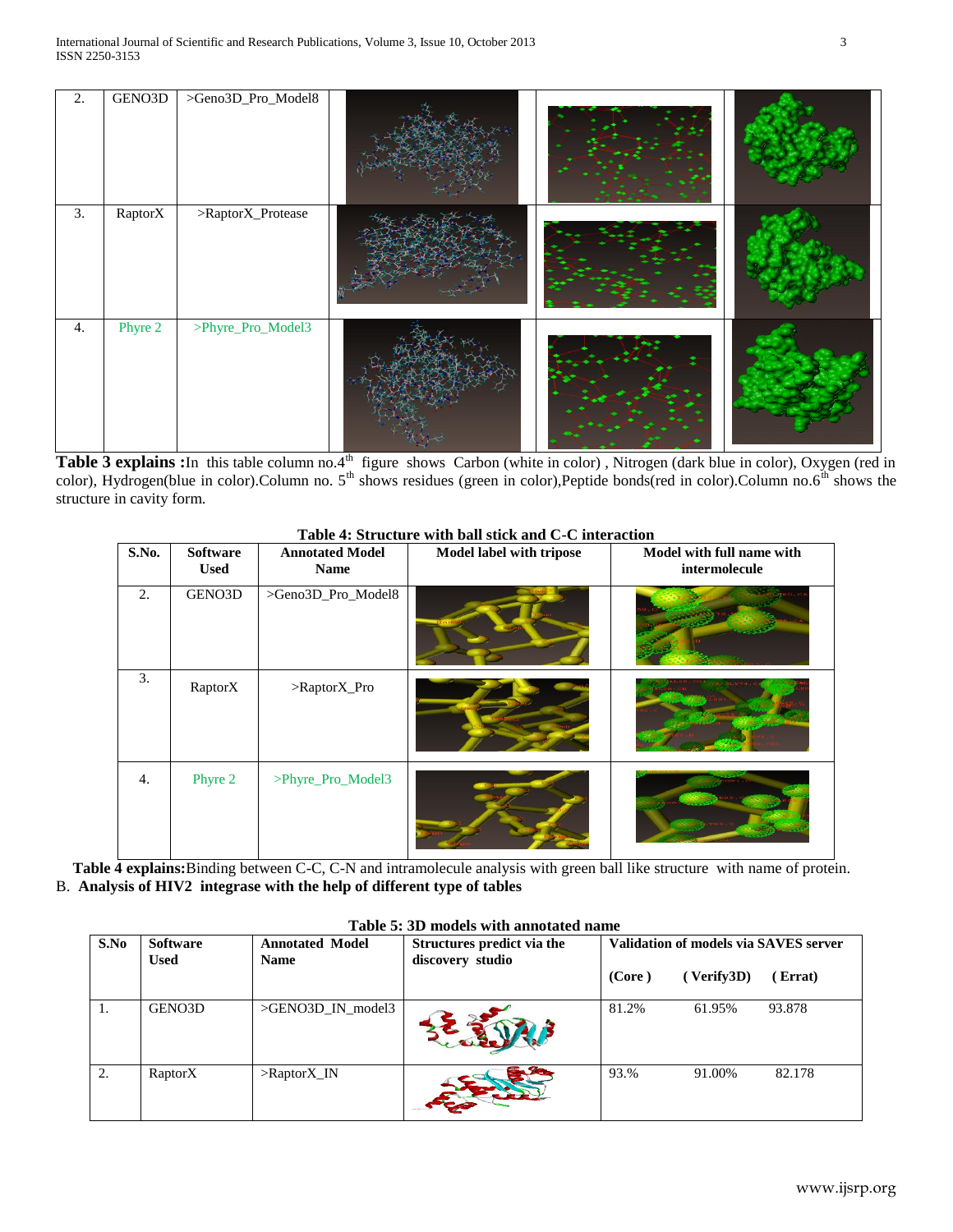| 2. | GENO3D | >Geno3D_Pro_Model8 | | | |
|---|---|---|---|---|---|
| 3. | RaptorX | >RaptorX_Protease | | | |
| 4. | Phyre 2 | >Phyre_Pro_Model3 | | | |

**Table 3 explains :** In this table column no.4[th] figure shows Carbon (white in color) , Nitrogen (dark blue in color), Oxygen (red in color), Hydrogen(blue in color).Column no. 5[th] shows residues (green in color),Peptide bonds(red in color).Column no.6[th] shows the structure in cavity form.

**Table 4: Structure with ball stick and C-C interaction**

| S.No. | Software Used | Annotated Model Name | Model label with tripose | Model with full name with intermolecule |
|---|---|---|---|---|
| 2. | GENO3D | >Geno3D_Pro_Model8 | | |
| 3. | RaptorX | >RaptorX_Pro | | |
| 4. | Phyre 2 | >Phyre_Pro_Model3 | | |

**Table 4 explains:** Binding between C-C, C-N and intramolecule analysis with green ball like structure with name of protein.

B. **Analysis of HIV2 integrase with the help of different type of tables**

**Table 5: 3D models with annotated name**

| S.No | Software Used | Annotated Model Name | Structures predict via the discovery studio | Validation of models via SAVES server | | |
|---|---|---|---|---|---|---|
| | | | | (Core ) | ( Verify3D) | ( Errat) |
| 1. | GENO3D | >GENO3D_IN_model3 | | 81.2% | 61.95% | 93.878 |
| 2. | RaptorX | >RaptorX_IN | | 93.% | 91.00% | 82.178 |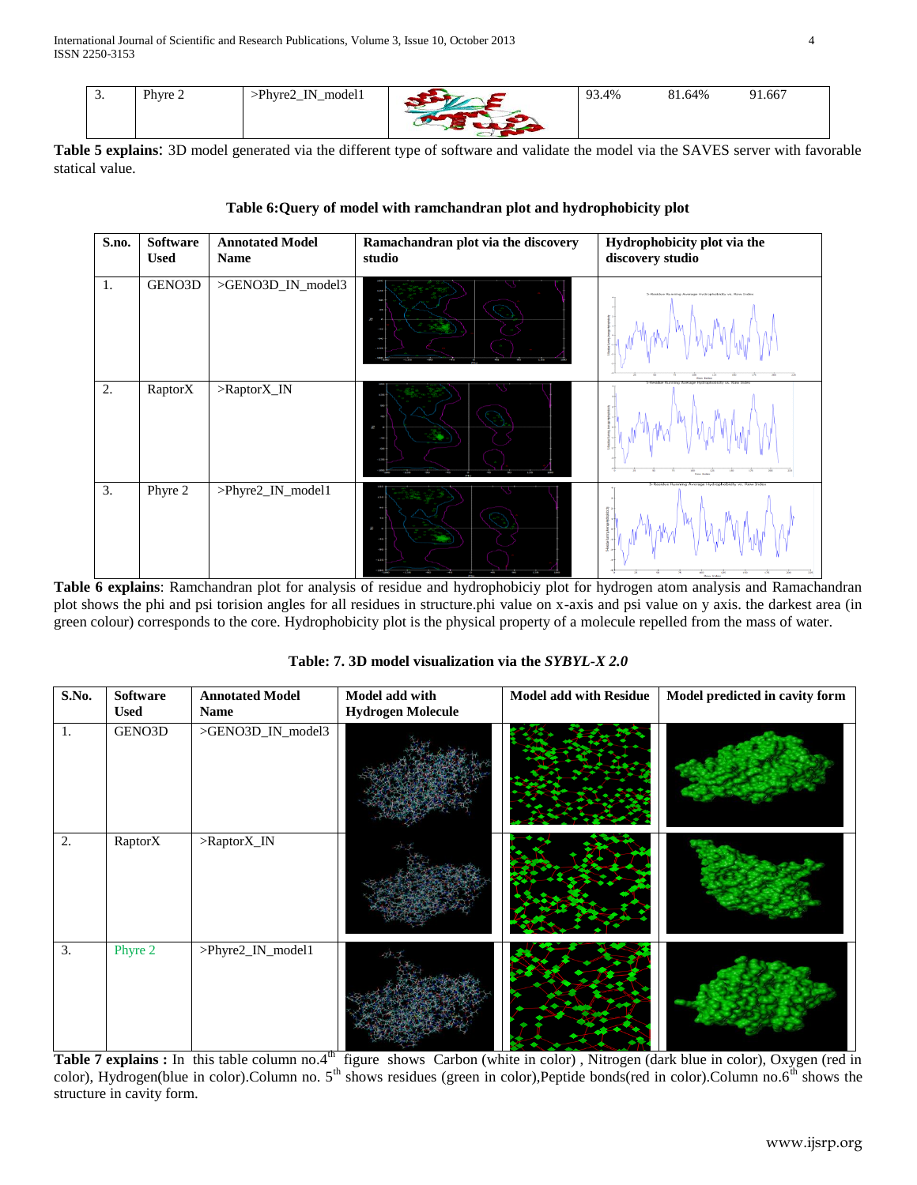| 3. | Phyre 2 | >Phyre2_IN_model1 | | 93.4% | 81.64% | 91.667 |
|---|---|---|---|---|---|---|

**Table 5 explains**: 3D model generated via the different type of software and validate the model via the SAVES server with favorable statical value.

**Table 6:Query of model with ramchandran plot and hydrophobicity plot**

| S.no. | Software Used | Annotated Model Name | Ramachandran plot via the discovery studio | Hydrophobicity plot via the discovery studio |
|---|---|---|---|---|
| 1. | GENO3D | >GENO3D_IN_model3 | | |
| 2. | RaptorX | >RaptorX_IN | | |
| 3. | Phyre 2 | >Phyre2_IN_model1 | | |

**Table 6 explains**: Ramchandran plot for analysis of residue and hydrophobiciy plot for hydrogen atom analysis and Ramachandran plot shows the phi and psi torision angles for all residues in structure.phi value on x-axis and psi value on y axis. the darkest area (in green colour) corresponds to the core. Hydrophobicity plot is the physical property of a molecule repelled from the mass of water.

**Table: 7. 3D model visualization via the *SYBYL-X 2.0***

| S.No. | Software Used | Annotated Model Name | Model add with Hydrogen Molecule | Model add with Residue | Model predicted in cavity form |
|---|---|---|---|---|---|
| 1. | GENO3D | >GENO3D_IN_model3 | | | |
| 2. | RaptorX | >RaptorX_IN | | | |
| 3. | Phyre 2 | >Phyre2_IN_model1 | | | |

**Table 7 explains :** In this table column no.4th figure shows Carbon (white in color) , Nitrogen (dark blue in color), Oxygen (red in color), Hydrogen(blue in color).Column no. 5th shows residues (green in color),Peptide bonds(red in color).Column no.6th shows the structure in cavity form.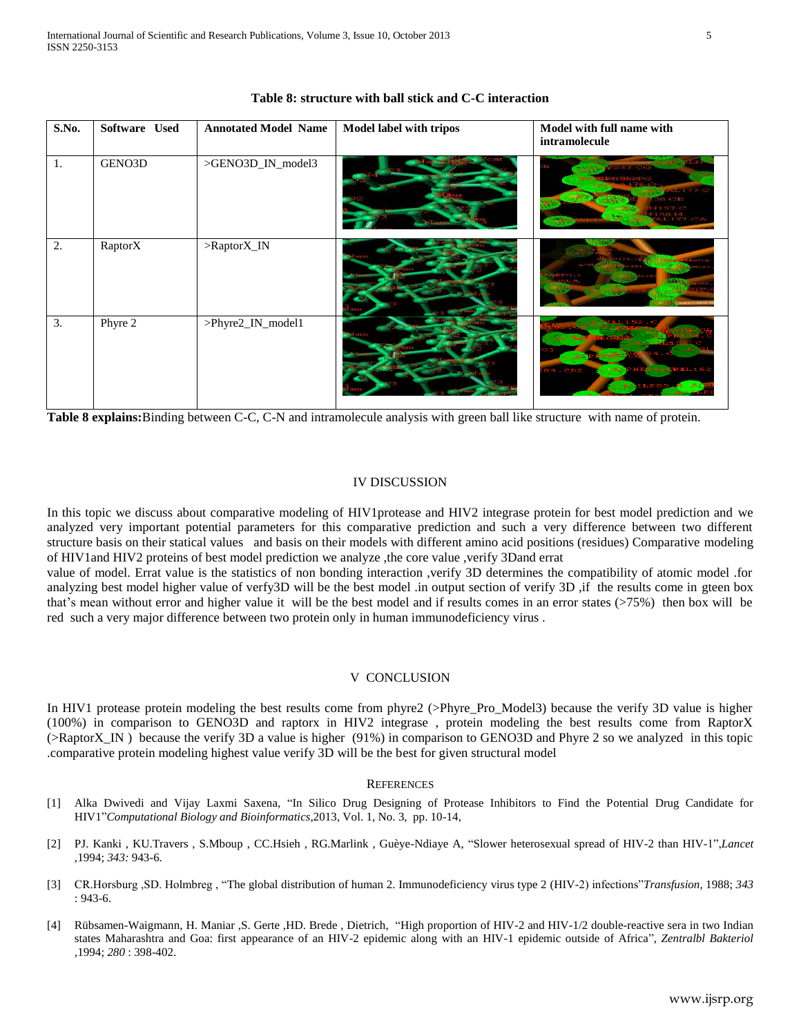**Table 8: structure with ball stick and C-C interaction**

| S.No. | Software Used | Annotated Model Name | Model label with tripos | Model with full name with intramolecule |
|---|---|---|---|---|
| 1. | GENO3D | >GENO3D_IN_model3 | | |
| 2. | RaptorX | >RaptorX_IN | | |
| 3. | Phyre 2 | >Phyre2_IN_model1 | | |

**Table 8 explains:**Binding between C-C, C-N and intramolecule analysis with green ball like structure with name of protein.

## IV DISCUSSION

In this topic we discuss about comparative modeling of HIV1protease and HIV2 integrase protein for best model prediction and we analyzed very important potential parameters for this comparative prediction and such a very difference between two different structure basis on their statical values and basis on their models with different amino acid positions (residues) Comparative modeling of HIV1and HIV2 proteins of best model prediction we analyze ,the core value ,verify 3Dand errat value of model. Errat value is the statistics of non bonding interaction ,verify 3D determines the compatibility of atomic model .for analyzing best model higher value of verfy3D will be the best model .in output section of verify 3D ,if the results come in gteen box that's mean without error and higher value it will be the best model and if results comes in an error states (>75%) then box will be red such a very major difference between two protein only in human immunodeficiency virus .

## V CONCLUSION

In HIV1 protease protein modeling the best results come from phyre2 (>Phyre_Pro_Model3) because the verify 3D value is higher (100%) in comparison to GENO3D and raptorx in HIV2 integrase , protein modeling the best results come from RaptorX (>RaptorX_IN ) because the verify 3D a value is higher (91%) in comparison to GENO3D and Phyre 2 so we analyzed in this topic .comparative protein modeling highest value verify 3D will be the best for given structural model

## REFERENCES

[1] Alka Dwivedi and Vijay Laxmi Saxena, "In Silico Drug Designing of Protease Inhibitors to Find the Potential Drug Candidate for HIV1"*Computational Biology and Bioinformatics*,2013, Vol. 1, No. 3, pp. 10-14,

[2] PJ. Kanki , KU.Travers , S.Mboup , CC.Hsieh , RG.Marlink , Guèye-Ndiaye A, "Slower heterosexual spread of HIV-2 than HIV-1",*Lancet* ,1994; *343:* 943-6.

[3] CR.Horsburg ,SD. Holmbreg , "The global distribution of human 2. Immunodeficiency virus type 2 (HIV-2) infections"*Transfusion*, 1988; *343* : 943-6.

[4] Rübsamen-Waigmann, H. Maniar ,S. Gerte ,HD. Brede , Dietrich, "High proportion of HIV-2 and HIV-1/2 double-reactive sera in two Indian states Maharashtra and Goa: first appearance of an HIV-2 epidemic along with an HIV-1 epidemic outside of Africa", *Zentralbl Bakteriol* ,1994; *280* : 398-402.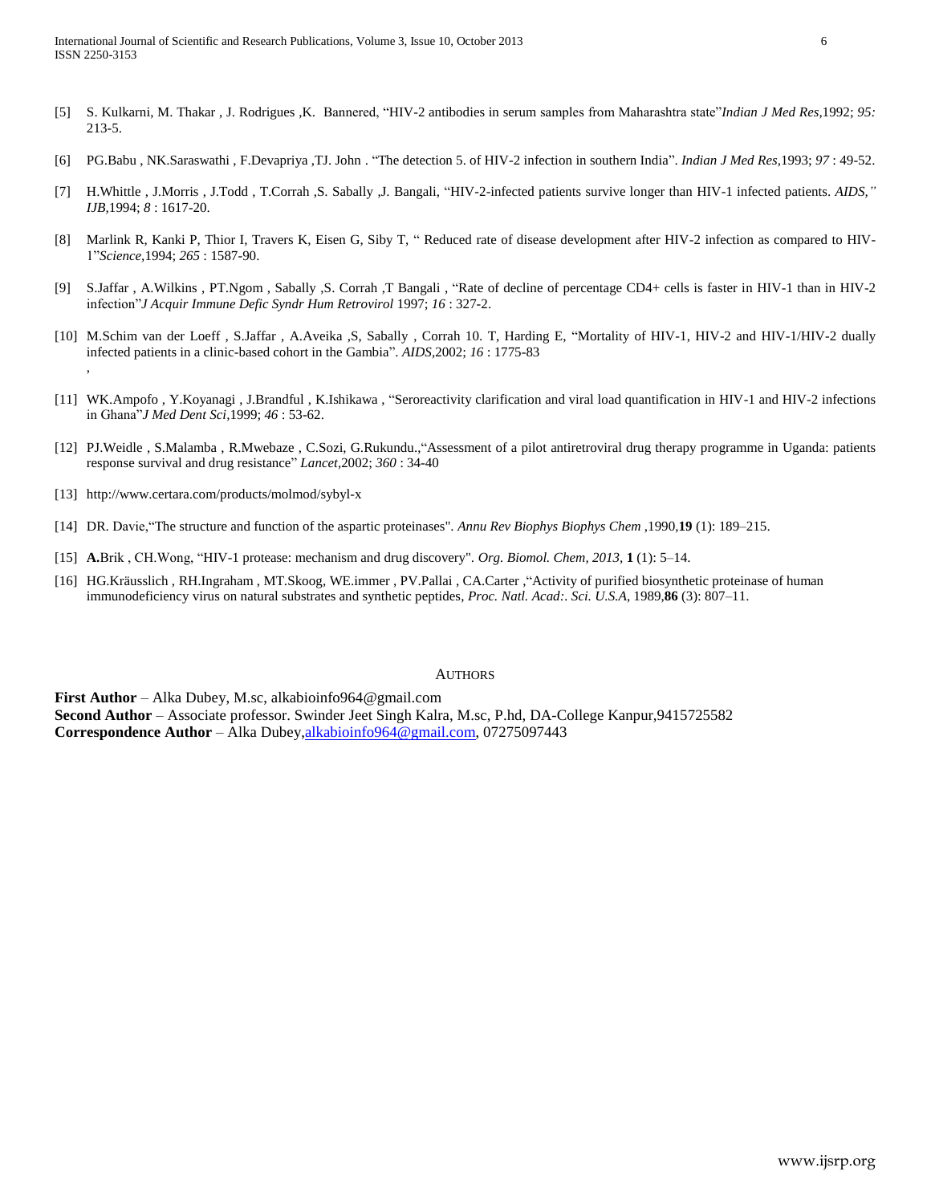[5] S. Kulkarni, M. Thakar , J. Rodrigues ,K. Bannered, "HIV-2 antibodies in serum samples from Maharashtra state"*Indian J Med Res,*1992; *95:* 213-5.

[6] PG.Babu , NK.Saraswathi , F.Devapriya ,TJ. John . "The detection 5. of HIV-2 infection in southern India". *Indian J Med Res,*1993; *97* : 49-52.

[7] H.Whittle , J.Morris , J.Todd , T.Corrah ,S. Sabally ,J. Bangali, "HIV-2-infected patients survive longer than HIV-1 infected patients. *AIDS," IJB,*1994; *8* : 1617-20.

[8] Marlink R, Kanki P, Thior I, Travers K, Eisen G, Siby T, " Reduced rate of disease development after HIV-2 infection as compared to HIV-1"*Science,*1994; *265* : 1587-90.

[9] S.Jaffar , A.Wilkins , PT.Ngom , Sabally ,S. Corrah ,T Bangali , "Rate of decline of percentage CD4+ cells is faster in HIV-1 than in HIV-2 infection"*J Acquir Immune Defic Syndr Hum Retrovirol* 1997; *16* : 327-2.

[10] M.Schim van der Loeff , S.Jaffar , A.Aveika ,S, Sabally , Corrah 10. T, Harding E, "Mortality of HIV-1, HIV-2 and HIV-1/HIV-2 dually infected patients in a clinic-based cohort in the Gambia". *AIDS,*2002; *16* : 1775-83
,

[11] WK.Ampofo , Y.Koyanagi , J.Brandful , K.Ishikawa , "Seroreactivity clarification and viral load quantification in HIV-1 and HIV-2 infections in Ghana"*J Med Dent Sci,*1999; *46* : 53-62.

[12] PJ.Weidle , S.Malamba , R.Mwebaze , C.Sozi, G.Rukundu.,"Assessment of a pilot antiretroviral drug therapy programme in Uganda: patients response survival and drug resistance" *Lancet,*2002; *360* : 34-40

[13] http://www.certara.com/products/molmod/sybyl-x

[14] DR. Davie,"The structure and function of the aspartic proteinases". *Annu Rev Biophys Biophys Chem* ,1990,**19** (1): 189–215.

[15] **A.**Brik , CH.Wong, "HIV-1 protease: mechanism and drug discovery". *Org. Biomol. Chem, 2013,* **1** (1): 5–14.

[16] HG.Kräusslich , RH.Ingraham , MT.Skoog, WE.immer , PV.Pallai , CA.Carter ,"Activity of purified biosynthetic proteinase of human immunodeficiency virus on natural substrates and synthetic peptides, *Proc. Natl. Acad:. Sci. U.S.A*, 1989,**86** (3): 807–11.

## AUTHORS

**First Author** – Alka Dubey, M.sc, alkabioinfo964@gmail.com
**Second Author** – Associate professor. Swinder Jeet Singh Kalra, M.sc, P.hd, DA-College Kanpur,9415725582
**Correspondence Author** – Alka Dubey,alkabioinfo964@gmail.com, 07275097443